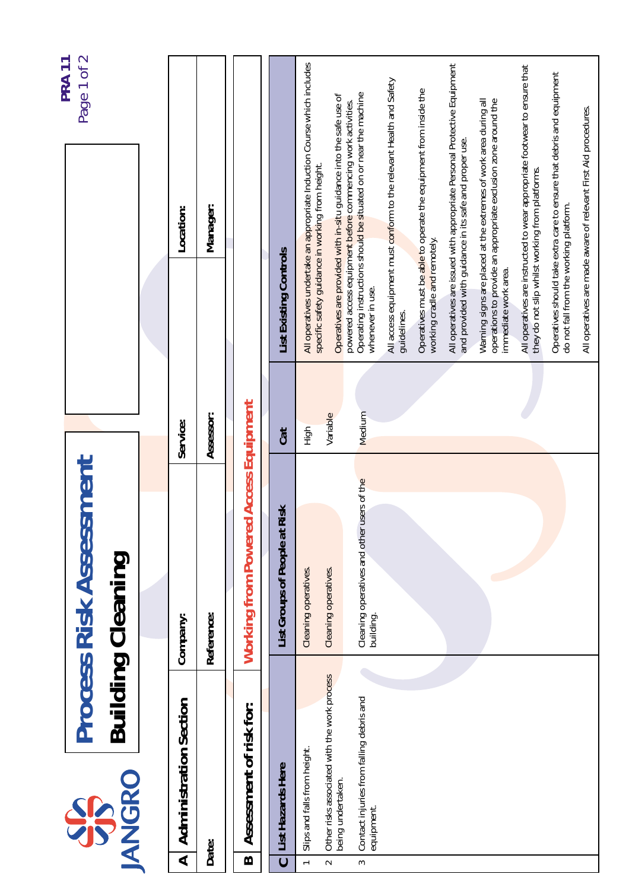JANGRO

# Process Risk Assessment

## Building Cleaning

PRA 11

| A | Administration Section | Company: | Service: | Location: |
|---|---|---|---|---|
| | Date: | Reference: | Assessor: | Manager: |

**B Assessment of risk for:** **Working from Powered Access Equipment**

| C | List Hazards Here | List Groups of People at Risk | Cat | List Existing Controls |
|---|---|---|---|---|
| 1 | Slips and falls from height. | Cleaning operatives. | High | All operatives undertake an appropriate Induction Course which includes specific safety guidance in working from height. |
| 2 | Other risks associated with the work process being undertaken. | Cleaning operatives. | Variable | Operatives are provided with in-situ guidance into the safe use of powered access equipment before commencing work activities. |
| 3 | Contact injuries from falling debris and equipment. | Cleaning operatives and other users of the building. | Medium | Operating instructions should be situated on or near the machine whenever in use. |
| | | | | All access equipment must conform to the relevant Health and Safety guidelines. |
| | | | | Operatives must be able to operate the equipment from inside the working cradle and remotely. |
| | | | | All operatives are issued with appropriate Personal Protective Equipment and provided with guidance in its safe and proper use. |
| | | | | Warning signs are placed at the extremes of work area during all operations to provide an appropriate exclusion zone around the immediate work area. |
| | | | | All operatives are instructed to wear appropriate footwear to ensure that they do not slip whilst working from platforms. |
| | | | | Operatives should take extra care to ensure that debris and equipment do not fall from the working platform. |
| | | | | All operatives are made aware of relevant First Aid procedures. |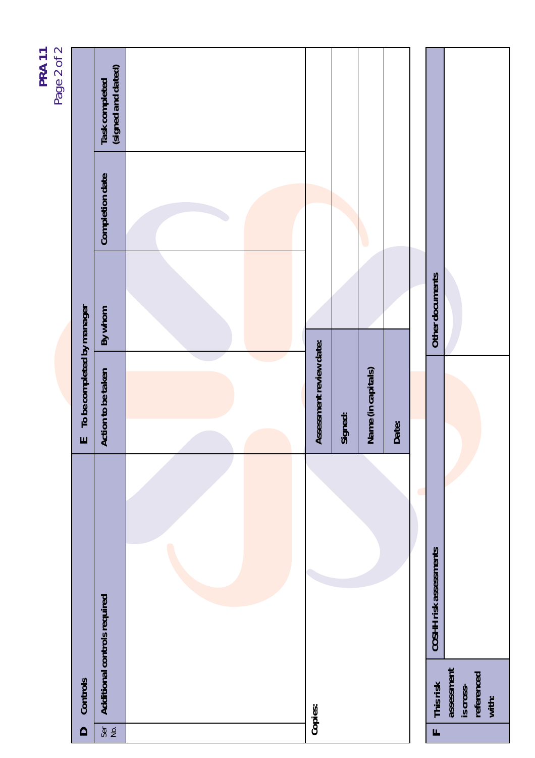| D Controls | | E To be completed by manager | | | |
|---|---|---|---|---|---|
| Ser No. | Additional controls required | Action to be taken | By whom | Completion date | Task completed (signed and dated) |
| | | | | | |

| Copies: | Assessment review date: | |
|---|---|---|
| | Signed: | |
| | Name (in capitals): | |
| | Date: | |

| F This risk assessment is cross-referenced with: | COSHH risk assessments | Other documents |
|---|---|---|
| | | |